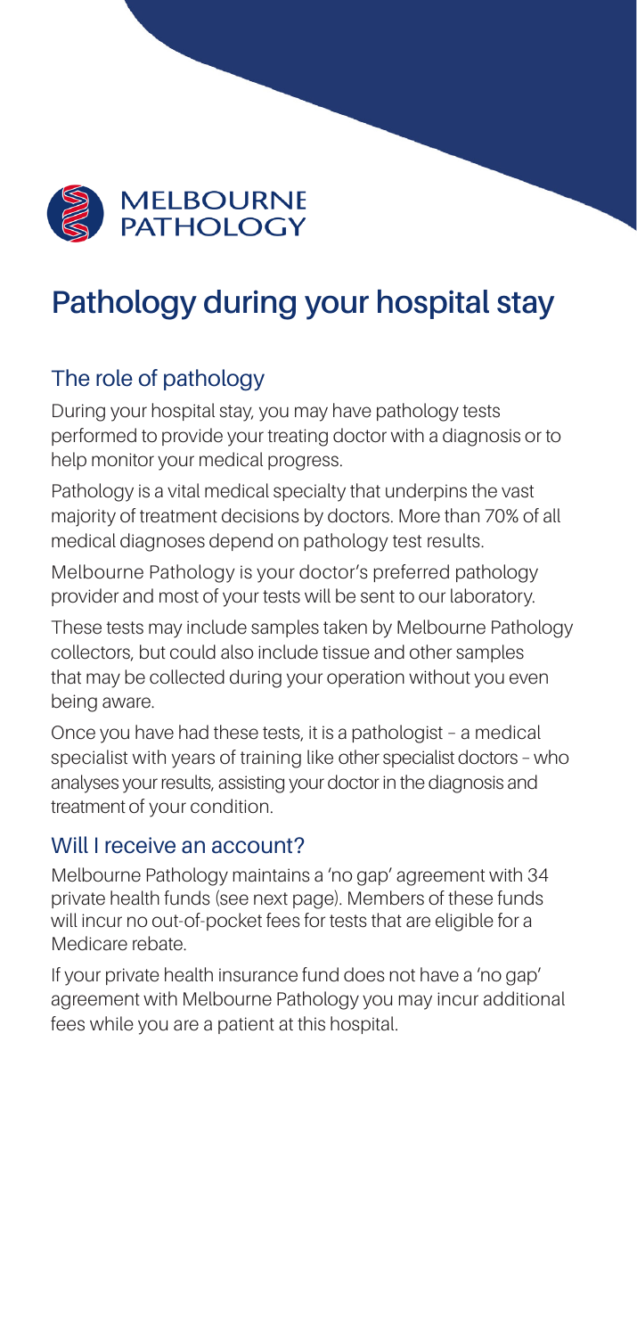MELBOURNE PATHOLOGY

# Pathology during your hospital stay

## The role of pathology

During your hospital stay, you may have pathology tests performed to provide your treating doctor with a diagnosis or to help monitor your medical progress.

Pathology is a vital medical specialty that underpins the vast majority of treatment decisions by doctors. More than 70% of all medical diagnoses depend on pathology test results.

Melbourne Pathology is your doctor's preferred pathology provider and most of your tests will be sent to our laboratory.

These tests may include samples taken by Melbourne Pathology collectors, but could also include tissue and other samples that may be collected during your operation without you even being aware.

Once you have had these tests, it is a pathologist – a medical specialist with years of training like other specialist doctors – who analyses your results, assisting your doctor in the diagnosis and treatment of your condition.

## Will I receive an account?

Melbourne Pathology maintains a 'no gap' agreement with 34 private health funds (see next page). Members of these funds will incur no out-of-pocket fees for tests that are eligible for a Medicare rebate.

If your private health insurance fund does not have a 'no gap' agreement with Melbourne Pathology you may incur additional fees while you are a patient at this hospital.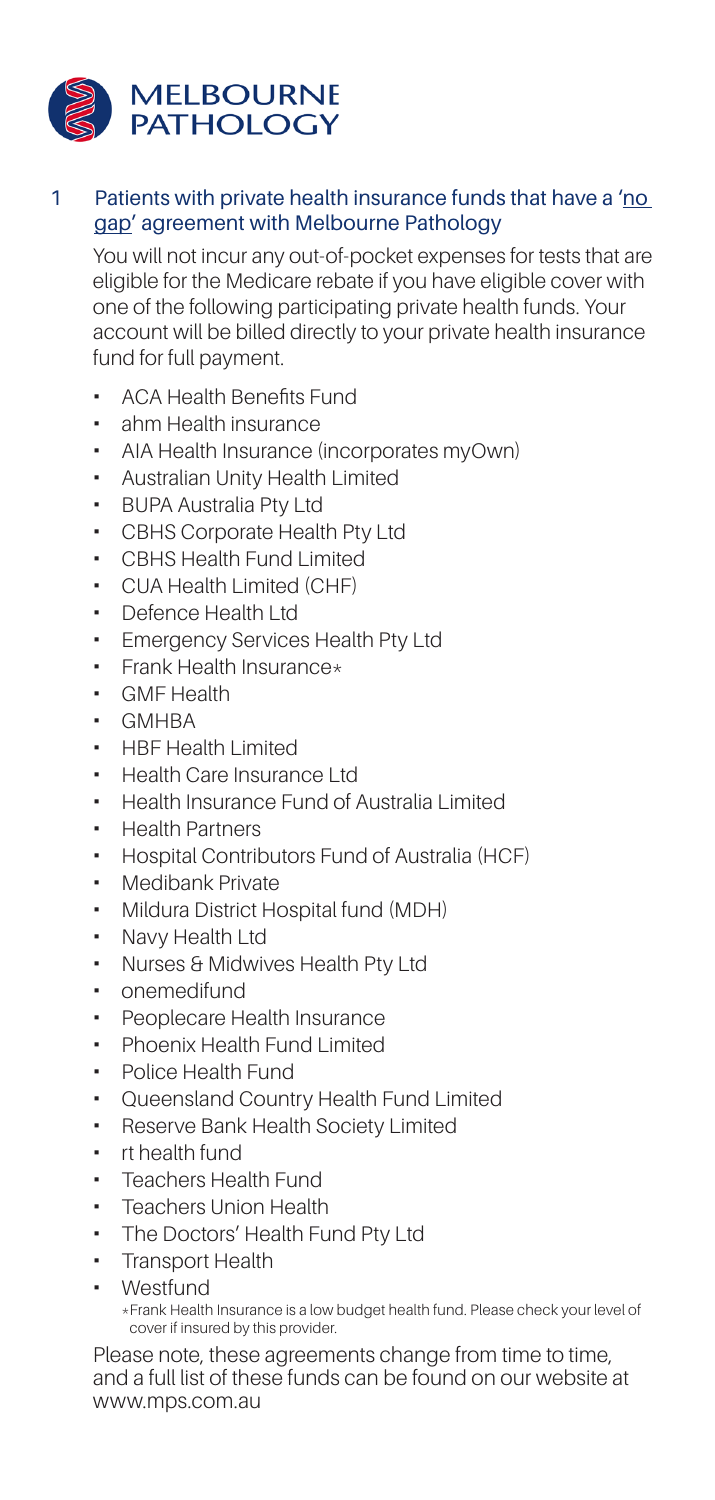# MELBOURNE PATHOLOGY

## 1 Patients with private health insurance funds that have a 'no gap' agreement with Melbourne Pathology

You will not incur any out-of-pocket expenses for tests that are eligible for the Medicare rebate if you have eligible cover with one of the following participating private health funds. Your account will be billed directly to your private health insurance fund for full payment.

- ACA Health Benefits Fund
- ahm Health insurance
- AIA Health Insurance (incorporates myOwn)
- Australian Unity Health Limited
- BUPA Australia Pty Ltd
- CBHS Corporate Health Pty Ltd
- CBHS Health Fund Limited
- CUA Health Limited (CHF)
- Defence Health Ltd
- Emergency Services Health Pty Ltd
- Frank Health Insurance*
- GMF Health
- GMHBA
- HBF Health Limited
- Health Care Insurance Ltd
- Health Insurance Fund of Australia Limited
- Health Partners
- Hospital Contributors Fund of Australia (HCF)
- Medibank Private
- Mildura District Hospital fund (MDH)
- Navy Health Ltd
- Nurses & Midwives Health Pty Ltd
- onemedifund
- Peoplecare Health Insurance
- Phoenix Health Fund Limited
- Police Health Fund
- Queensland Country Health Fund Limited
- Reserve Bank Health Society Limited
- rt health fund
- Teachers Health Fund
- Teachers Union Health
- The Doctors' Health Fund Pty Ltd
- Transport Health
- Westfund

*Frank Health Insurance is a low budget health fund. Please check your level of cover if insured by this provider.

Please note, these agreements change from time to time, and a full list of these funds can be found on our website at www.mps.com.au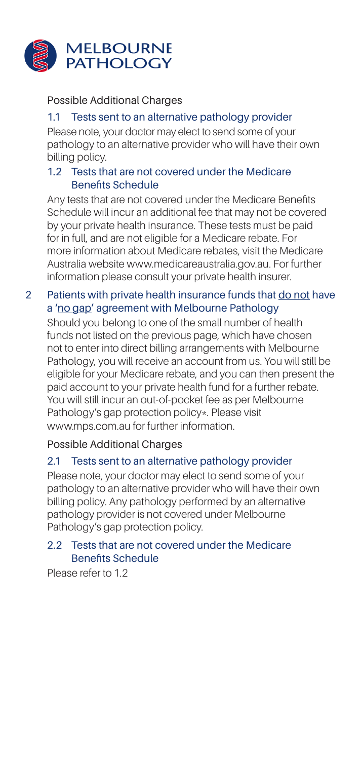Possible Additional Charges

### 1.1 Tests sent to an alternative pathology provider

Please note, your doctor may elect to send some of your pathology to an alternative provider who will have their own billing policy.

### 1.2 Tests that are not covered under the Medicare Benefits Schedule

Any tests that are not covered under the Medicare Benefits Schedule will incur an additional fee that may not be covered by your private health insurance. These tests must be paid for in full, and are not eligible for a Medicare rebate. For more information about Medicare rebates, visit the Medicare Australia website www.medicareaustralia.gov.au. For further information please consult your private health insurer.

## 2 Patients with private health insurance funds that do not have a 'no gap' agreement with Melbourne Pathology

Should you belong to one of the small number of health funds not listed on the previous page, which have chosen not to enter into direct billing arrangements with Melbourne Pathology, you will receive an account from us. You will still be eligible for your Medicare rebate, and you can then present the paid account to your private health fund for a further rebate. You will still incur an out-of-pocket fee as per Melbourne Pathology's gap protection policy*. Please visit www.mps.com.au for further information.

Possible Additional Charges

### 2.1 Tests sent to an alternative pathology provider

Please note, your doctor may elect to send some of your pathology to an alternative provider who will have their own billing policy. Any pathology performed by an alternative pathology provider is not covered under Melbourne Pathology's gap protection policy.

### 2.2 Tests that are not covered under the Medicare Benefits Schedule

Please refer to 1.2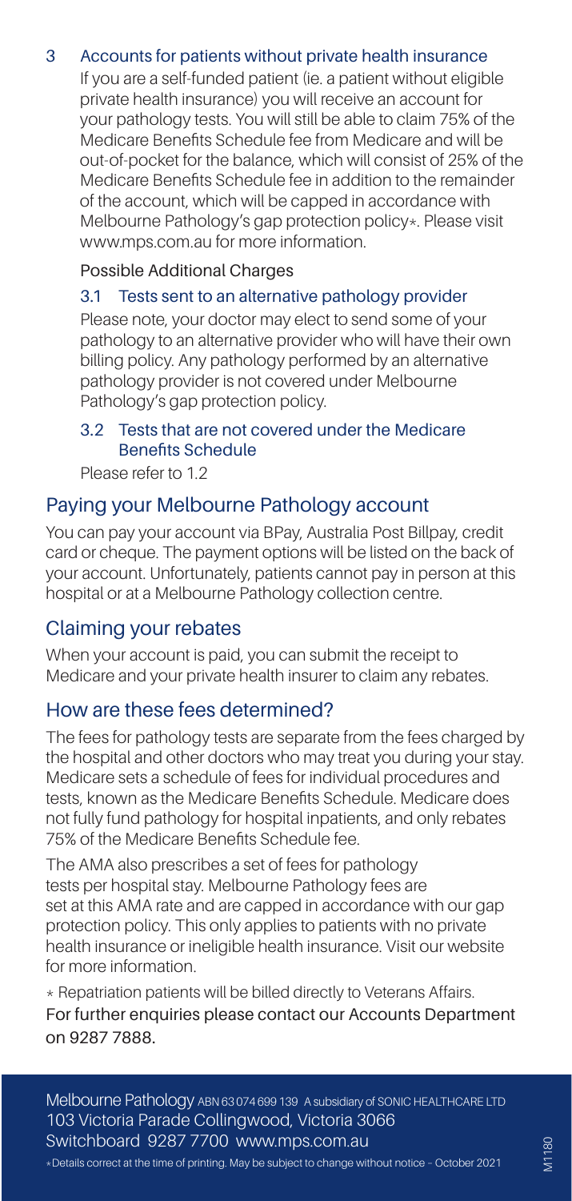## 3 Accounts for patients without private health insurance

If you are a self-funded patient (ie. a patient without eligible private health insurance) you will receive an account for your pathology tests. You will still be able to claim 75% of the Medicare Benefits Schedule fee from Medicare and will be out-of-pocket for the balance, which will consist of 25% of the Medicare Benefits Schedule fee in addition to the remainder of the account, which will be capped in accordance with Melbourne Pathology's gap protection policy*. Please visit www.mps.com.au for more information.

Possible Additional Charges

### 3.1 Tests sent to an alternative pathology provider

Please note, your doctor may elect to send some of your pathology to an alternative provider who will have their own billing policy. Any pathology performed by an alternative pathology provider is not covered under Melbourne Pathology's gap protection policy.

### 3.2 Tests that are not covered under the Medicare Benefits Schedule

Please refer to 1.2

## Paying your Melbourne Pathology account

You can pay your account via BPay, Australia Post Billpay, credit card or cheque. The payment options will be listed on the back of your account. Unfortunately, patients cannot pay in person at this hospital or at a Melbourne Pathology collection centre.

## Claiming your rebates

When your account is paid, you can submit the receipt to Medicare and your private health insurer to claim any rebates.

## How are these fees determined?

The fees for pathology tests are separate from the fees charged by the hospital and other doctors who may treat you during your stay. Medicare sets a schedule of fees for individual procedures and tests, known as the Medicare Benefits Schedule. Medicare does not fully fund pathology for hospital inpatients, and only rebates 75% of the Medicare Benefits Schedule fee.

The AMA also prescribes a set of fees for pathology tests per hospital stay. Melbourne Pathology fees are set at this AMA rate and are capped in accordance with our gap protection policy. This only applies to patients with no private health insurance or ineligible health insurance. Visit our website for more information.

* Repatriation patients will be billed directly to Veterans Affairs.

**For further enquiries please contact our Accounts Department on 9287 7888.**

Melbourne Pathology ABN 63 074 699 139 A subsidiary of SONIC HEALTHCARE LTD
103 Victoria Parade Collingwood, Victoria 3066
Switchboard 9287 7700 www.mps.com.au

*Details correct at the time of printing. May be subject to change without notice – October 2021

M1180